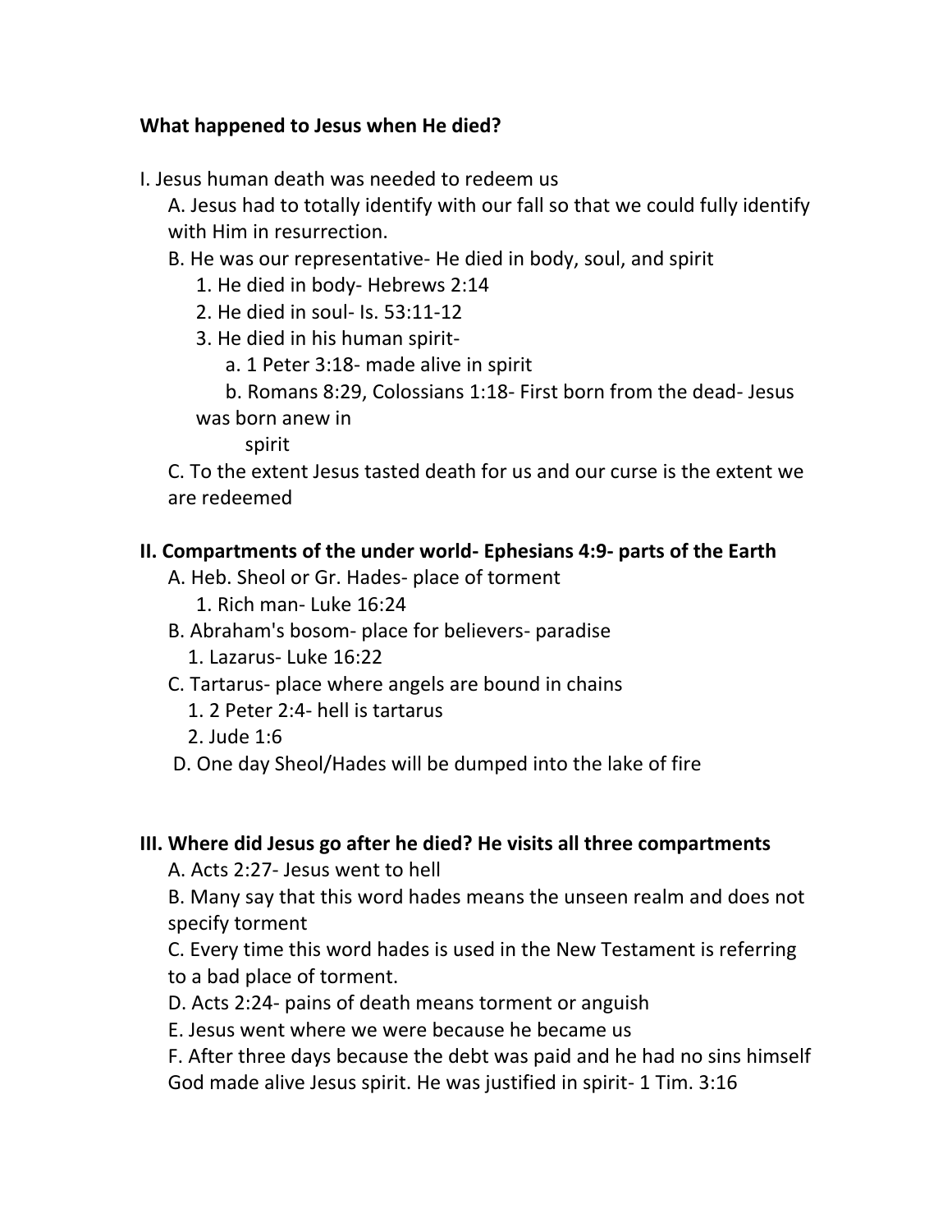**What happened to Jesus when He died?**

I. Jesus human death was needed to redeem us

- A. Jesus had to totally identify with our fall so that we could fully identify with Him in resurrection.
- B. He was our representative- He died in body, soul, and spirit
  - 1. He died in body- Hebrews 2:14
  - 2. He died in soul- Is. 53:11-12
  - 3. He died in his human spirit-
    - a. 1 Peter 3:18- made alive in spirit
    - b. Romans 8:29, Colossians 1:18- First born from the dead- Jesus was born anew in spirit
- C. To the extent Jesus tasted death for us and our curse is the extent we are redeemed

**II. Compartments of the under world- Ephesians 4:9- parts of the Earth**

- A. Heb. Sheol or Gr. Hades- place of torment
  - 1. Rich man- Luke 16:24
- B. Abraham's bosom- place for believers- paradise
  - 1. Lazarus- Luke 16:22
- C. Tartarus- place where angels are bound in chains
  - 1. 2 Peter 2:4- hell is tartarus
  - 2. Jude 1:6
- D. One day Sheol/Hades will be dumped into the lake of fire

**III. Where did Jesus go after he died? He visits all three compartments**

- A. Acts 2:27- Jesus went to hell
- B. Many say that this word hades means the unseen realm and does not specify torment
- C. Every time this word hades is used in the New Testament is referring to a bad place of torment.
- D. Acts 2:24- pains of death means torment or anguish
- E. Jesus went where we were because he became us
- F. After three days because the debt was paid and he had no sins himself God made alive Jesus spirit. He was justified in spirit- 1 Tim. 3:16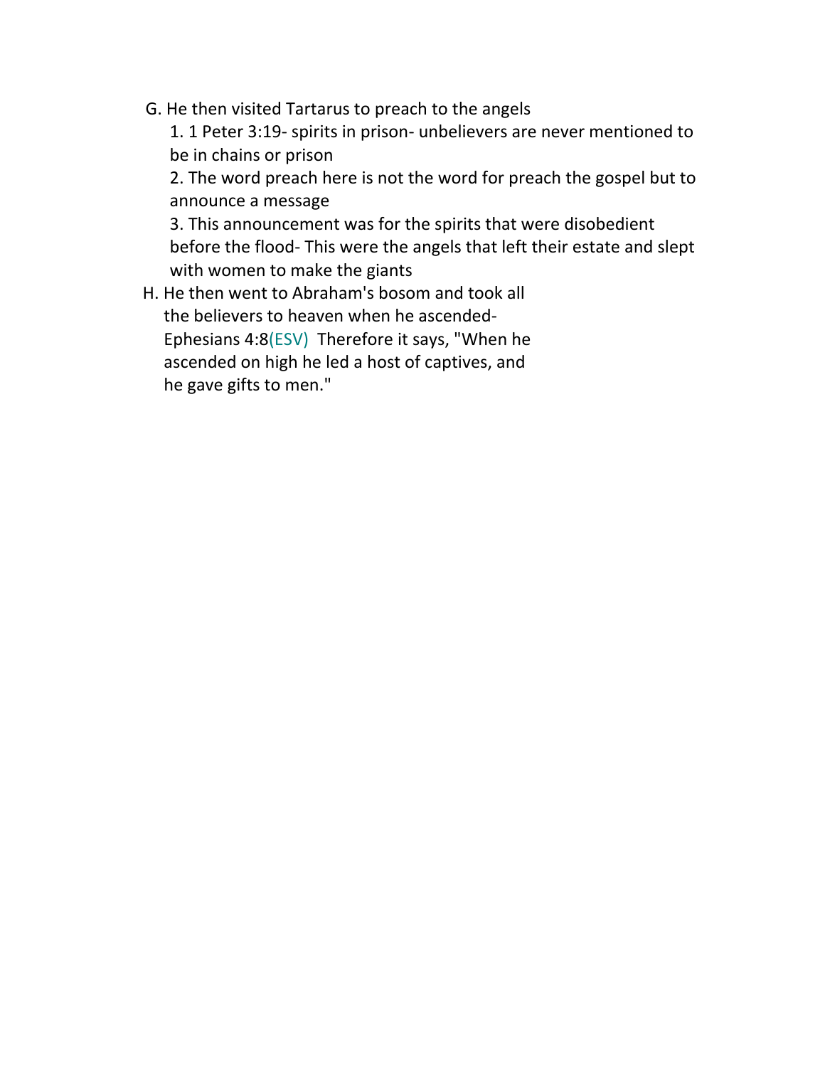G. He then visited Tartarus to preach to the angels

1. 1 Peter 3:19- spirits in prison- unbelievers are never mentioned to be in chains or prison
2. The word preach here is not the word for preach the gospel but to announce a message
3. This announcement was for the spirits that were disobedient before the flood- This were the angels that left their estate and slept with women to make the giants

H. He then went to Abraham's bosom and took all the believers to heaven when he ascended- Ephesians 4:8(ESV) Therefore it says, "When he ascended on high he led a host of captives, and he gave gifts to men."